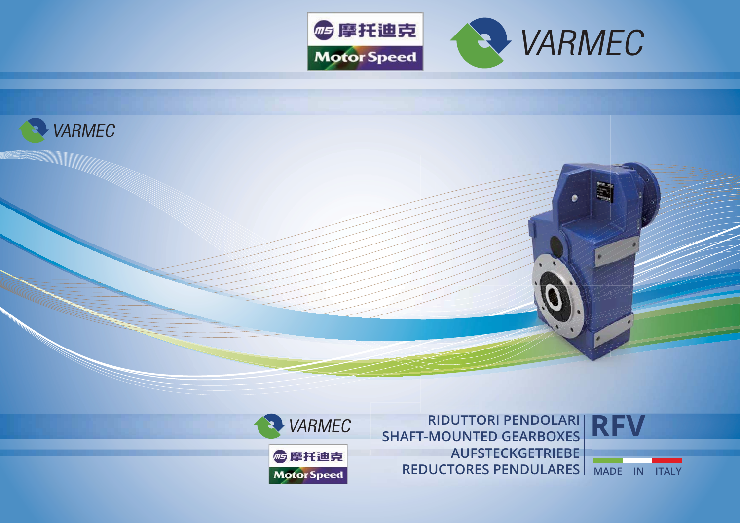摩托迪克 Motor Speed

VARMEC

VARMEC

VARMEC

摩托迪克 Motor Speed

# RFV

## RIDUTTORI PENDOLARI
## SHAFT-MOUNTED GEARBOXES
## AUFSTECKGETRIEBE
## REDUCTORES PENDULARES

MADE IN ITALY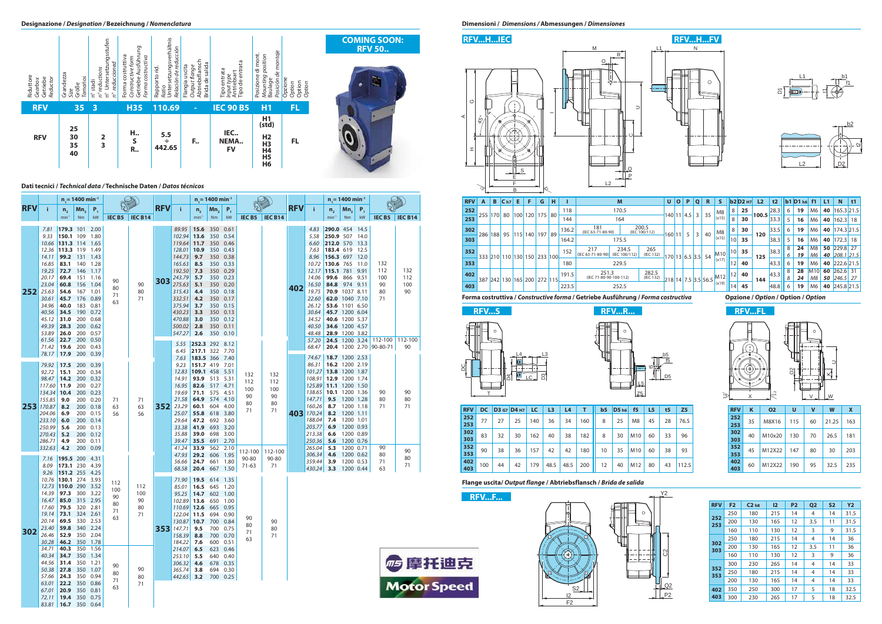## Designazione / *Designation* / Bezeichnung / *Nomenclatura*

| Riduttore / *Gearbox* / Getriebe / *Reductor* | Grandezza / *Size* / Größe / *Tamaños* | n° stadi / *n° reductions* / n° Untersetzungsstufen / *n° reducciones* | Forma costruttiva / *Constructive form* / Getriebe Ausführung / *Forma constructiva* | Rapporto rid. / *Ratio* / Untersetzungsverhaltnis / *Relación de reducción* | Flangia uscita / *Output flange* / Abtriebsflansch / *Brida de salida* | Tipo entrata / *Input type* / Antriebsart / *Tipo de entrada* | Posizione di mont. / *Mounting position* / Bauläge / *Posición de montaje* | Opzione / *Option* / Option / *Option* |
|---|---|---|---|---|---|---|---|---|
| **RFV** | **35** | **3** | **H35** | **110.69** | **-** | **IEC 90 B5** | **H1** | **FL** |
| **RFV** | 25<br>30<br>35<br>40 | 2<br>3 | H..<br>S<br>R.. | 5.5<br>÷<br>442.65 | F.. | IEC..<br>NEMA..<br>FV | H1 (std)<br>H2<br>H3<br>H4<br>H5<br>H6 | FL |

**COMING SOON: RFV 50..**

## Dati tecnici / *Technical data* / Technische Daten / *Datos técnicos*

| RFV | i | $n_1$ = 1400 min-1 $n_2$ (min-1) | $Mn_2$ (Nm) | $P_1$ (kW) | IEC B5 | IEC B14 |
|---|---|---|---|---|---|---|
| 252 | 7.81 | 179.3 | 101 | 2.00 | 90<br>80<br>71<br>63 | 90<br>80<br>71 |
| | 9.33 | 150.1 | 109 | 1.80 | | |
| | 10.66 | 131.3 | 114 | 1.65 | | |
| | 12.36 | 113.3 | 119 | 1.49 | | |
| | 14.11 | 99.2 | 131 | 1.43 | | |
| | 16.85 | 83.1 | 140 | 1.28 | | |
| | 19.25 | 72.7 | 146 | 1.17 | | |
| | 20.17 | 69.4 | 151 | 1.16 | | |
| | 23.04 | 60.8 | 156 | 1.04 | | |
| | 25.63 | 54.6 | 167 | 1.01 | | |
| | 30.61 | 45.7 | 176 | 0.89 | | |
| | 34.96 | 40.0 | 183 | 0.81 | | |
| | 40.56 | 34.5 | 190 | 0.72 | | |
| | 45.12 | 31.0 | 200 | 0.68 | | |
| | 49.39 | 28.3 | 200 | 0.62 | | |
| | 53.89 | 26.0 | 200 | 0.57 | | |
| | 61.56 | 22.7 | 200 | 0.50 | | |
| | 71.42 | 19.6 | 200 | 0.43 | | |
| | 78.17 | 17.9 | 200 | 0.39 | | |
| 253 | 79.92 | 17.5 | 200 | 0.39 | 71<br>63<br>56 | 71<br>63<br>56 |
| | 92.72 | 15.1 | 200 | 0.34 | | |
| | 98.47 | 14.2 | 200 | 0.32 | | |
| | 117.60 | 11.9 | 200 | 0.27 | | |
| | 134.34 | 10.4 | 200 | 0.23 | | |
| | 155.85 | 9.0 | 200 | 0.20 | | |
| | 170.87 | 8.2 | 200 | 0.18 | | |
| | 204.06 | 6.9 | 200 | 0.15 | | |
| | 233.10 | 6.0 | 200 | 0.14 | | |
| | 250.99 | 5.6 | 200 | 0.13 | | |
| | 270.43 | 5.2 | 200 | 0.12 | | |
| | 286.71 | 4.9 | 200 | 0.11 | | |
| | 332.63 | 4.2 | 200 | 0.09 | | |
| 302 | 7.16 | 195.5 | 200 | 4.31 | 112<br>100<br>90<br>80<br>71<br>63 | 112<br>100<br>90<br>80<br>71 |
| | 8.09 | 173.1 | 230 | 4.39 | | |
| | 9.26 | 151.2 | 255 | 4.25 | | |
| | 10.76 | 130.1 | 274 | 3.93 | | |
| | 12.73 | 110.0 | 290 | 3.52 | | |
| | 14.39 | 97.3 | 300 | 3.22 | | |
| | 16.47 | 85.0 | 315 | 2.95 | | |
| | 17.60 | 79.5 | 320 | 2.81 | | |
| | 19.14 | 73.1 | 324 | 2.61 | | |
| | 20.14 | 69.5 | 330 | 2.53 | | |
| | 23.40 | 59.8 | 340 | 2.24 | | |
| | 26.46 | 52.9 | 350 | 2.04 | | |
| | 30.28 | 46.2 | 350 | 1.78 | | |
| | 34.71 | 40.3 | 350 | 1.56 | 90<br>80<br>71<br>63 | 90<br>80<br>71 |
| | 40.34 | 34.7 | 350 | 1.34 | | |
| | 44.56 | 31.4 | 350 | 1.21 | | |
| | 50.38 | 27.8 | 350 | 1.07 | | |
| | 57.66 | 24.3 | 350 | 0.94 | | |
| | 63.01 | 22.2 | 350 | 0.86 | | |
| | 67.01 | 20.9 | 350 | 0.81 | | |
| | 72.11 | 19.4 | 350 | 0.75 | | |
| | 83.81 | 16.7 | 350 | 0.64 | | |

| RFV | i | $n_1$ = 1400 min-1 $n_2$ (min-1) | $Mn_2$ (Nm) | $P_1$ (kW) | IEC B5 | IEC B14 |
|---|---|---|---|---|---|---|
| 303 | 89.95 | 15.6 | 350 | 0.61 | | |
| | 102.94 | 13.6 | 350 | 0.54 | | |
| | 119.64 | 11.7 | 350 | 0.46 | | |
| | 128.01 | 10.9 | 350 | 0.43 | | |
| | 144.73 | 9.7 | 350 | 0.38 | | |
| | 165.63 | 8.5 | 350 | 0.33 | | |
| | 192.50 | 7.3 | 350 | 0.29 | | |
| | 243.79 | 5.7 | 350 | 0.23 | | |
| | 275.63 | 5.1 | 350 | 0.20 | | |
| | 315.43 | 4.4 | 350 | 0.18 | | |
| | 332.51 | 4.2 | 350 | 0.17 | | |
| | 375.94 | 3.7 | 350 | 0.15 | | |
| | 430.23 | 3.3 | 350 | 0.13 | | |
| | 470.88 | 3.0 | 350 | 0.12 | | |
| | 500.02 | 2.8 | 350 | 0.11 | | |
| | 547.27 | 2.6 | 350 | 0.10 | | |
| 352 | 5.55 | 252.3 | 292 | 8.12 | 132<br>112<br>100<br>90<br>80<br>71 | 132<br>112<br>100<br>90<br>80<br>71 |
| | 6.45 | 217.1 | 322 | 7.70 | | |
| | 7.63 | 183.5 | 366 | 7.40 | | |
| | 9.23 | 151.7 | 419 | 7.01 | | |
| | 12.83 | 109.1 | 458 | 5.51 | | |
| | 14.91 | 93.9 | 513 | 5.31 | | |
| | 16.95 | 82.6 | 517 | 4.71 | | |
| | 19.69 | 71.1 | 575 | 4.51 | | |
| | 21.58 | 64.9 | 574 | 4.10 | | |
| | 23.29 | 60.1 | 604 | 4.00 | | |
| | 25.07 | 55.8 | 618 | 3.80 | | |
| | 29.64 | 47.2 | 692 | 3.60 | | |
| | 33.38 | 41.9 | 693 | 3.20 | | |
| | 35.88 | 39.0 | 698 | 3.00 | | |
| | 39.47 | 35.5 | 691 | 2.70 | | |
| | 41.24 | 33.9 | 562 | 2.10 | 112-100<br>90-80<br>71-63 | 112-100<br>90-80<br>71 |
| | 47.93 | 29.2 | 606 | 1.95 | | |
| | 56.66 | 24.7 | 661 | 1.80 | | |
| | 68.58 | 20.4 | 667 | 1.50 | | |
| 353 | 71.90 | 19.5 | 614 | 1.35 | 90<br>80<br>71<br>63 | 90<br>80<br>71 |
| | 85.01 | 16.5 | 645 | 1.20 | | |
| | 95.25 | 14.7 | 602 | 1.00 | | |
| | 102.89 | 13.6 | 650 | 1.00 | | |
| | 110.69 | 12.6 | 665 | 0.95 | | |
| | 122.04 | 11.5 | 694 | 0.90 | | |
| | 130.87 | 10.7 | 700 | 0.84 | | |
| | 147.71 | 9.5 | 700 | 0.75 | | |
| | 158.39 | 8.8 | 700 | 0.70 | | |
| | 184.22 | 7.6 | 600 | 0.51 | | |
| | 214.07 | 6.5 | 623 | 0.46 | | |
| | 253.10 | 5.5 | 640 | 0.40 | | |
| | 306.32 | 4.6 | 678 | 0.35 | | |
| | 365.74 | 3.8 | 694 | 0.30 | | |
| | 442.65 | 3.2 | 700 | 0.25 | | |

| RFV | i | $n_1$ = 1400 min-1 $n_2$ (min-1) | $Mn_2$ (Nm) | $P_1$ (kW) | IEC B5 | IEC B14 |
|---|---|---|---|---|---|---|
| 402 | 4.83 | 290.0 | 454 | 14.5 | 132<br>112<br>100<br>90<br>80<br>71 | 132<br>112<br>100<br>90 |
| | 5.58 | 250.9 | 507 | 14.0 | | |
| | 6.60 | 212.0 | 570 | 13.3 | | |
| | 7.63 | 183.4 | 619 | 12.5 | | |
| | 8.96 | 156.3 | 697 | 12.0 | | |
| | 10.72 | 130.6 | 765 | 11.0 | | |
| | 12.17 | 115.1 | 781 | 9.91 | | |
| | 14.06 | 99.6 | 866 | 9.51 | | |
| | 16.50 | 84.8 | 974 | 9.11 | | |
| | 19.75 | 70.9 | 1037 | 8.11 | | |
| | 22.60 | 62.0 | 1040 | 7.10 | | |
| | 26.12 | 53.6 | 1101 | 6.50 | | |
| | 30.64 | 45.7 | 1200 | 6.04 | | |
| | 34.52 | 40.6 | 1200 | 5.37 | | |
| | 40.50 | 34.6 | 1200 | 4.57 | | |
| | 48.48 | 28.9 | 1200 | 3.82 | | |
| | 57.20 | 24.5 | 1200 | 3.24 | 112-100 | 112-100 |
| | 68.47 | 20.4 | 1200 | 2.70 | 90-80-71 | 90 |
| 403 | 74.67 | 18.7 | 1200 | 2.53 | 90<br>80<br>71 | 90<br>80<br>71 |
| | 86.31 | 16.2 | 1200 | 2.19 | | |
| | 101.27 | 13.8 | 1200 | 1.87 | | |
| | 108.91 | 12.9 | 1200 | 1.74 | | |
| | 125.89 | 11.1 | 1200 | 1.50 | | |
| | 138.65 | 10.1 | 1200 | 1.36 | | |
| | 147.71 | 9.5 | 1200 | 1.28 | | |
| | 160.26 | 8.7 | 1200 | 1.18 | | |
| | 170.24 | 8.2 | 1200 | 1.11 | | |
| | 188.04 | 7.4 | 1200 | 1.01 | | |
| | 203.77 | 6.9 | 1200 | 0.93 | | |
| | 213.38 | 6.6 | 1200 | 0.89 | | |
| | 250.36 | 5.6 | 1200 | 0.76 | | |
| | 265.04 | 5.3 | 1200 | 0.71 | 90<br>80<br>71<br>63 | 90<br>80<br>71 |
| | 306.34 | 4.6 | 1200 | 0.62 | | |
| | 359.44 | 3.9 | 1200 | 0.53 | | |
| | 430.24 | 3.3 | 1200 | 0.44 | | |

## Dimensioni / *Dimensions* / Abmessungen / *Dimensiones*

**RFV...H...IEC** **RFV...H...FV**

| RFV | A | B | C h7 | E | F | G | H | I | M | U | O | P | Q | R | S | b2 | D2 H7 | L2 | t2 | b1 | D1 h6 | f1 | L1 | N | t1 |
|---|---|---|---|---|---|---|---|---|---|---|---|---|---|---|---|---|---|---|---|---|---|---|---|---|---|
| 252 | 255 | 170 | 80 | 100 | 120 | 175 | 80 | 118 | 170.5 | 140 | 11 | 4.5 | 3 | 35 | M8 (x15) | 8 | 25 | 100.5 | 28.3 | 6 | 19 | M6 | 40 | 165.3 | 21.5 |
| 253 | | | | | | | | 144 | 164 | | | | | | | 8 | 30 | | 33.3 | 5 | 16 | M6 | 40 | 162.3 | 18 |
| 302 | 286 | 188 | 95 | 115 | 140 | 197 | 89 | 136.2 | 181 (IEC 63-71-80-90) / 200.5 (IEC 100/112) | 160 | 11 | 5 | 3 | 40 | M8 (x15) | 8 | 30 | 120 | 33.5 | 6 | 19 | M6 | 40 | 174.3 | 21.5 |
| 303 | | | | | | | | 164.2 | 175.5 | | | | | | | 10 | 35 | | 38.3 | 5 | 16 | M6 | 40 | 172.3 | 18 |
| 352 | 333 | 210 | 110 | 130 | 150 | 233 | 100 | 152 | 217 (IEC 63-71-80-90) / 234.5 (IEC 100/112) / 265 (IEC 132) | 170 | 13 | 6.5 | 3.5 | 54 | M10 (x17) | 10 | 35 | 125 | 38.3 | 8<br>6 | 24<br>19 | M8<br>M6 | 50<br>40 | 229.8<br>208.1 | 27<br>21.5 |
| 353 | | | | | | | | 180 | 229.5 | | | | | | | 12 | 40 | | 43.3 | 6 | 19 | M6 | 40 | 222.6 | 21.5 |
| 402 | 387 | 242 | 130 | 165 | 200 | 272 | 115 | 191.5 | 251.3 (IEC 71-80-90-100-112) / 282.5 (IEC 132) | 218 | 14 | 7.5 | 3.5 | 56.5 | M12 (x19) | 12 | 40 | 144 | 43.3 | 8<br>8 | 28<br>24 | M10<br>M8 | 60<br>50 | 262.6<br>246.5 | 31<br>27 |
| 403 | | | | | | | | 223.5 | 252.5 | | | | | | | 14 | 45 | | 48.8 | 6 | 19 | M6 | 40 | 245.8 | 21.5 |

## Forma costruttiva / *Constructive forma* / Getriebe Ausführung / *Forma costructiva*

**RFV...S** **RFV...R...**

| RFV | DC | D3 G7 | D4 H7 | LC | L3 | L4 | T | b5 | D5 h6 | f5 | L5 | t5 | Z5 |
|---|---|---|---|---|---|---|---|---|---|---|---|---|---|
| 252 / 253 | 77 | 27 | 25 | 140 | 36 | 34 | 160 | 8 | 25 | M8 | 45 | 28 | 76.5 |
| 302 / 303 | 83 | 32 | 30 | 162 | 40 | 38 | 182 | 8 | 30 | M10 | 60 | 33 | 96 |
| 352 / 353 | 90 | 38 | 36 | 157 | 42 | 42 | 180 | 10 | 35 | M10 | 60 | 38 | 93 |
| 402 / 403 | 100 | 44 | 42 | 179 | 48.5 | 48.5 | 200 | 12 | 40 | M12 | 80 | 43 | 112.5 |

## Opzione / *Option* / Option / *Option*

**RFV...FL**

| RFV | K | O2 | U | V | W | X |
|---|---|---|---|---|---|---|
| 252 / 253 | 35 | M8X16 | 115 | 60 | 21.25 | 163 |
| 302 / 303 | 40 | M10x20 | 130 | 70 | 26.5 | 181 |
| 352 / 353 | 45 | M12X22 | 147 | 80 | 30 | 203 |
| 402 / 403 | 60 | M12X22 | 190 | 95 | 32.5 | 235 |

## Flange uscita / *Output flange* / Abtriebsflansch / *Brida de salida*

**RFV...F...**

| RFV | F2 | C2 h8 | I2 | P2 | Q2 | S2 | Y2 |
|---|---|---|---|---|---|---|---|
| 252 / 253 | 250 | 180 | 215 | 14 | 4 | 14 | 31.5 |
| | 200 | 130 | 165 | 12 | 3.5 | 11 | 31.5 |
| | 160 | 110 | 130 | 12 | 3 | 9 | 31.5 |
| 302 / 303 | 250 | 180 | 215 | 14 | 4 | 14 | 36 |
| | 200 | 130 | 165 | 12 | 3.5 | 11 | 36 |
| | 160 | 110 | 130 | 12 | 3 | 9 | 36 |
| 352 / 353 | 300 | 230 | 265 | 14 | 4 | 14 | 33 |
| | 250 | 180 | 215 | 14 | 4 | 14 | 33 |
| | 200 | 130 | 165 | 12 | 3.5 | 11 | 33 |
| 402 / 403 | 350 | 250 | 300 | 17 | 5 | 18 | 32.5 |
| | 300 | 230 | 265 | 17 | 5 | 18 | 32.5 |

摩托迪克 Motor Speed